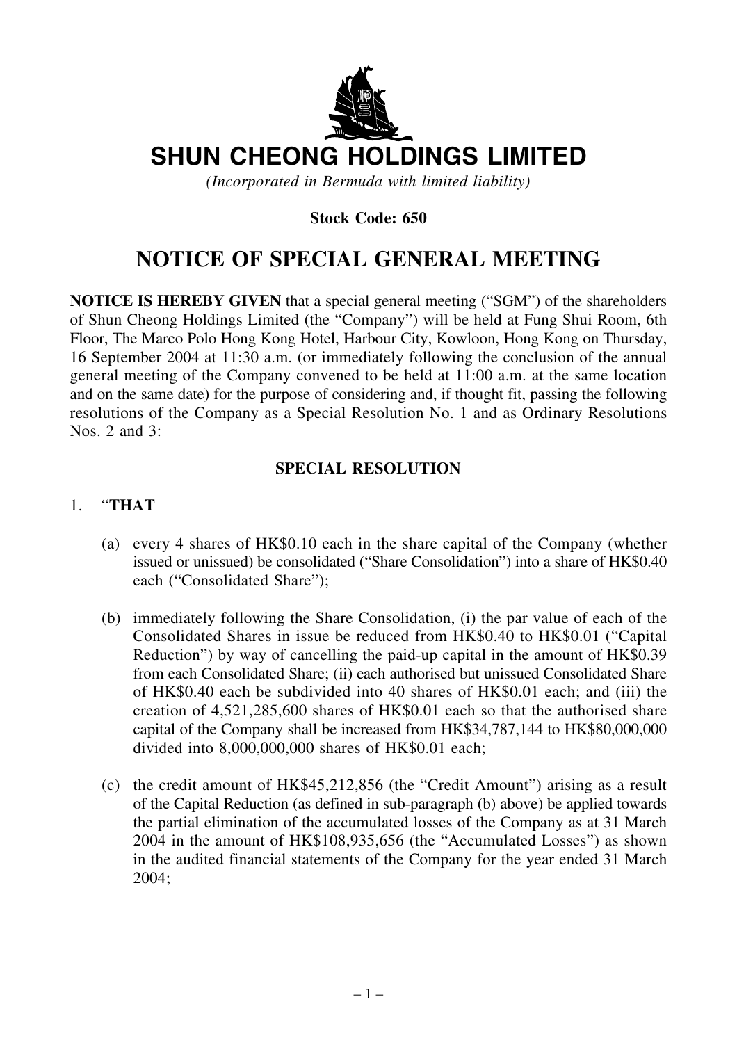# SHUN CHEONG HOLDINGS LIMITED

*(Incorporated in Bermuda with limited liability)*

**Stock Code: 650**

## NOTICE OF SPECIAL GENERAL MEETING

**NOTICE IS HEREBY GIVEN** that a special general meeting ("SGM") of the shareholders of Shun Cheong Holdings Limited (the "Company") will be held at Fung Shui Room, 6th Floor, The Marco Polo Hong Kong Hotel, Harbour City, Kowloon, Hong Kong on Thursday, 16 September 2004 at 11:30 a.m. (or immediately following the conclusion of the annual general meeting of the Company convened to be held at 11:00 a.m. at the same location and on the same date) for the purpose of considering and, if thought fit, passing the following resolutions of the Company as a Special Resolution No. 1 and as Ordinary Resolutions Nos. 2 and 3:

### SPECIAL RESOLUTION

1. "**THAT**

   (a) every 4 shares of HK$0.10 each in the share capital of the Company (whether issued or unissued) be consolidated ("Share Consolidation") into a share of HK$0.40 each ("Consolidated Share");

   (b) immediately following the Share Consolidation, (i) the par value of each of the Consolidated Shares in issue be reduced from HK$0.40 to HK$0.01 ("Capital Reduction") by way of cancelling the paid-up capital in the amount of HK$0.39 from each Consolidated Share; (ii) each authorised but unissued Consolidated Share of HK$0.40 each be subdivided into 40 shares of HK$0.01 each; and (iii) the creation of 4,521,285,600 shares of HK$0.01 each so that the authorised share capital of the Company shall be increased from HK$34,787,144 to HK$80,000,000 divided into 8,000,000,000 shares of HK$0.01 each;

   (c) the credit amount of HK$45,212,856 (the "Credit Amount") arising as a result of the Capital Reduction (as defined in sub-paragraph (b) above) be applied towards the partial elimination of the accumulated losses of the Company as at 31 March 2004 in the amount of HK$108,935,656 (the "Accumulated Losses") as shown in the audited financial statements of the Company for the year ended 31 March 2004;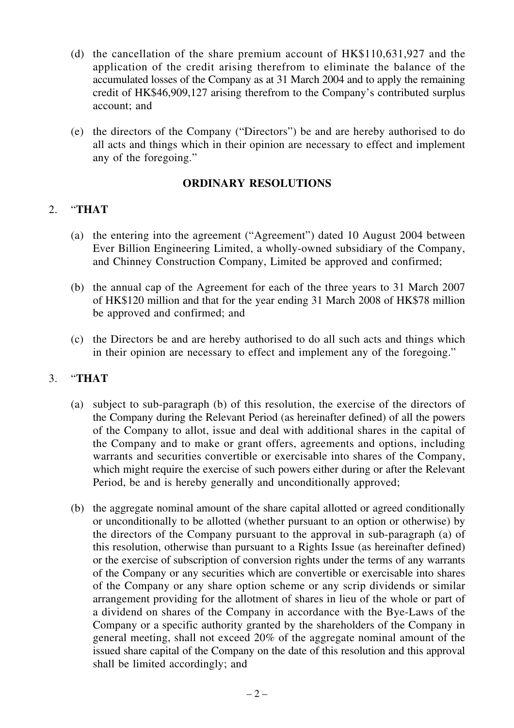(d) the cancellation of the share premium account of HK$110,631,927 and the application of the credit arising therefrom to eliminate the balance of the accumulated losses of the Company as at 31 March 2004 and to apply the remaining credit of HK$46,909,127 arising therefrom to the Company's contributed surplus account; and

(e) the directors of the Company ("Directors") be and are hereby authorised to do all acts and things which in their opinion are necessary to effect and implement any of the foregoing."

## ORDINARY RESOLUTIONS

2. "**THAT**

(a) the entering into the agreement ("Agreement") dated 10 August 2004 between Ever Billion Engineering Limited, a wholly-owned subsidiary of the Company, and Chinney Construction Company, Limited be approved and confirmed;

(b) the annual cap of the Agreement for each of the three years to 31 March 2007 of HK$120 million and that for the year ending 31 March 2008 of HK$78 million be approved and confirmed; and

(c) the Directors be and are hereby authorised to do all such acts and things which in their opinion are necessary to effect and implement any of the foregoing."

3. "**THAT**

(a) subject to sub-paragraph (b) of this resolution, the exercise of the directors of the Company during the Relevant Period (as hereinafter defined) of all the powers of the Company to allot, issue and deal with additional shares in the capital of the Company and to make or grant offers, agreements and options, including warrants and securities convertible or exercisable into shares of the Company, which might require the exercise of such powers either during or after the Relevant Period, be and is hereby generally and unconditionally approved;

(b) the aggregate nominal amount of the share capital allotted or agreed conditionally or unconditionally to be allotted (whether pursuant to an option or otherwise) by the directors of the Company pursuant to the approval in sub-paragraph (a) of this resolution, otherwise than pursuant to a Rights Issue (as hereinafter defined) or the exercise of subscription of conversion rights under the terms of any warrants of the Company or any securities which are convertible or exercisable into shares of the Company or any share option scheme or any scrip dividends or similar arrangement providing for the allotment of shares in lieu of the whole or part of a dividend on shares of the Company in accordance with the Bye-Laws of the Company or a specific authority granted by the shareholders of the Company in general meeting, shall not exceed 20% of the aggregate nominal amount of the issued share capital of the Company on the date of this resolution and this approval shall be limited accordingly; and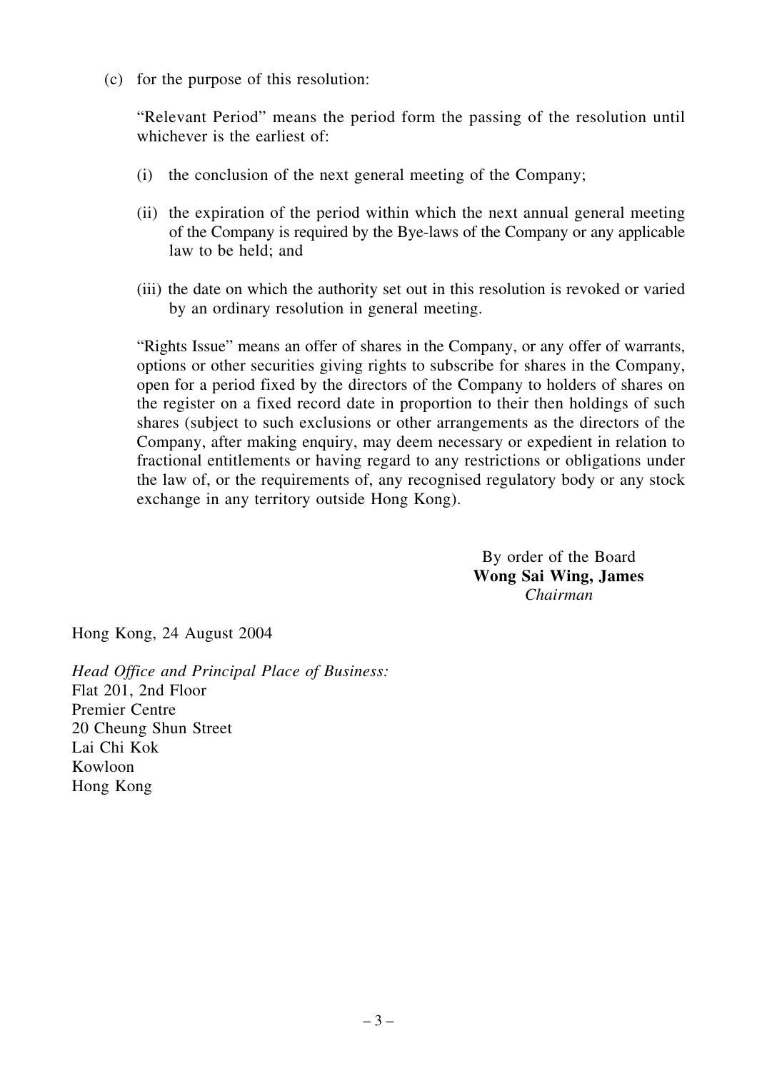(c) for the purpose of this resolution:

"Relevant Period" means the period form the passing of the resolution until whichever is the earliest of:

(i) the conclusion of the next general meeting of the Company;

(ii) the expiration of the period within which the next annual general meeting of the Company is required by the Bye-laws of the Company or any applicable law to be held; and

(iii) the date on which the authority set out in this resolution is revoked or varied by an ordinary resolution in general meeting.

"Rights Issue" means an offer of shares in the Company, or any offer of warrants, options or other securities giving rights to subscribe for shares in the Company, open for a period fixed by the directors of the Company to holders of shares on the register on a fixed record date in proportion to their then holdings of such shares (subject to such exclusions or other arrangements as the directors of the Company, after making enquiry, may deem necessary or expedient in relation to fractional entitlements or having regard to any restrictions or obligations under the law of, or the requirements of, any recognised regulatory body or any stock exchange in any territory outside Hong Kong).

By order of the Board
**Wong Sai Wing, James**
*Chairman*

Hong Kong, 24 August 2004

*Head Office and Principal Place of Business:*
Flat 201, 2nd Floor
Premier Centre
20 Cheung Shun Street
Lai Chi Kok
Kowloon
Hong Kong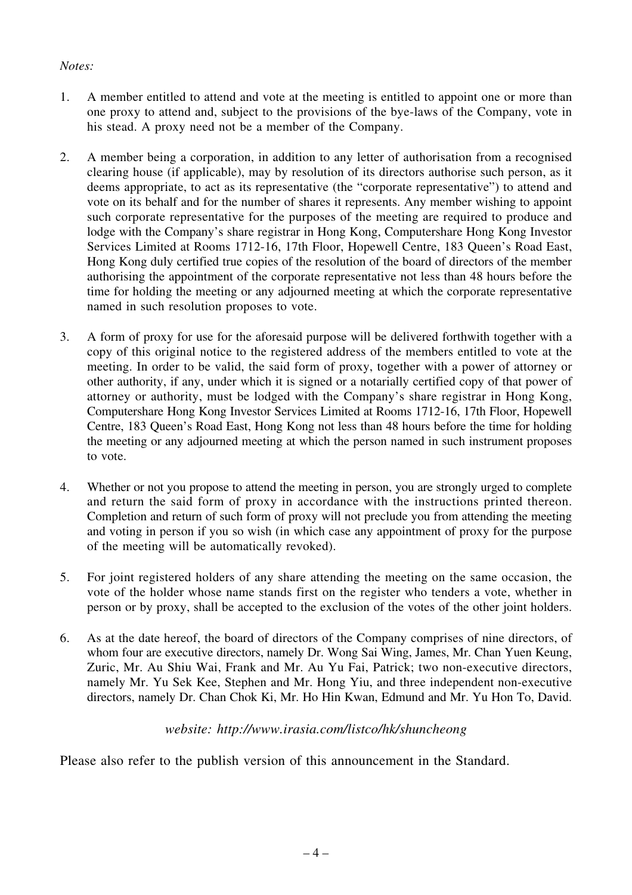*Notes:*

1. A member entitled to attend and vote at the meeting is entitled to appoint one or more than one proxy to attend and, subject to the provisions of the bye-laws of the Company, vote in his stead. A proxy need not be a member of the Company.

2. A member being a corporation, in addition to any letter of authorisation from a recognised clearing house (if applicable), may by resolution of its directors authorise such person, as it deems appropriate, to act as its representative (the "corporate representative") to attend and vote on its behalf and for the number of shares it represents. Any member wishing to appoint such corporate representative for the purposes of the meeting are required to produce and lodge with the Company's share registrar in Hong Kong, Computershare Hong Kong Investor Services Limited at Rooms 1712-16, 17th Floor, Hopewell Centre, 183 Queen's Road East, Hong Kong duly certified true copies of the resolution of the board of directors of the member authorising the appointment of the corporate representative not less than 48 hours before the time for holding the meeting or any adjourned meeting at which the corporate representative named in such resolution proposes to vote.

3. A form of proxy for use for the aforesaid purpose will be delivered forthwith together with a copy of this original notice to the registered address of the members entitled to vote at the meeting. In order to be valid, the said form of proxy, together with a power of attorney or other authority, if any, under which it is signed or a notarially certified copy of that power of attorney or authority, must be lodged with the Company's share registrar in Hong Kong, Computershare Hong Kong Investor Services Limited at Rooms 1712-16, 17th Floor, Hopewell Centre, 183 Queen's Road East, Hong Kong not less than 48 hours before the time for holding the meeting or any adjourned meeting at which the person named in such instrument proposes to vote.

4. Whether or not you propose to attend the meeting in person, you are strongly urged to complete and return the said form of proxy in accordance with the instructions printed thereon. Completion and return of such form of proxy will not preclude you from attending the meeting and voting in person if you so wish (in which case any appointment of proxy for the purpose of the meeting will be automatically revoked).

5. For joint registered holders of any share attending the meeting on the same occasion, the vote of the holder whose name stands first on the register who tenders a vote, whether in person or by proxy, shall be accepted to the exclusion of the votes of the other joint holders.

6. As at the date hereof, the board of directors of the Company comprises of nine directors, of whom four are executive directors, namely Dr. Wong Sai Wing, James, Mr. Chan Yuen Keung, Zuric, Mr. Au Shiu Wai, Frank and Mr. Au Yu Fai, Patrick; two non-executive directors, namely Mr. Yu Sek Kee, Stephen and Mr. Hong Yiu, and three independent non-executive directors, namely Dr. Chan Chok Ki, Mr. Ho Hin Kwan, Edmund and Mr. Yu Hon To, David.

*website: http://www.irasia.com/listco/hk/shuncheong*

Please also refer to the publish version of this announcement in the Standard.